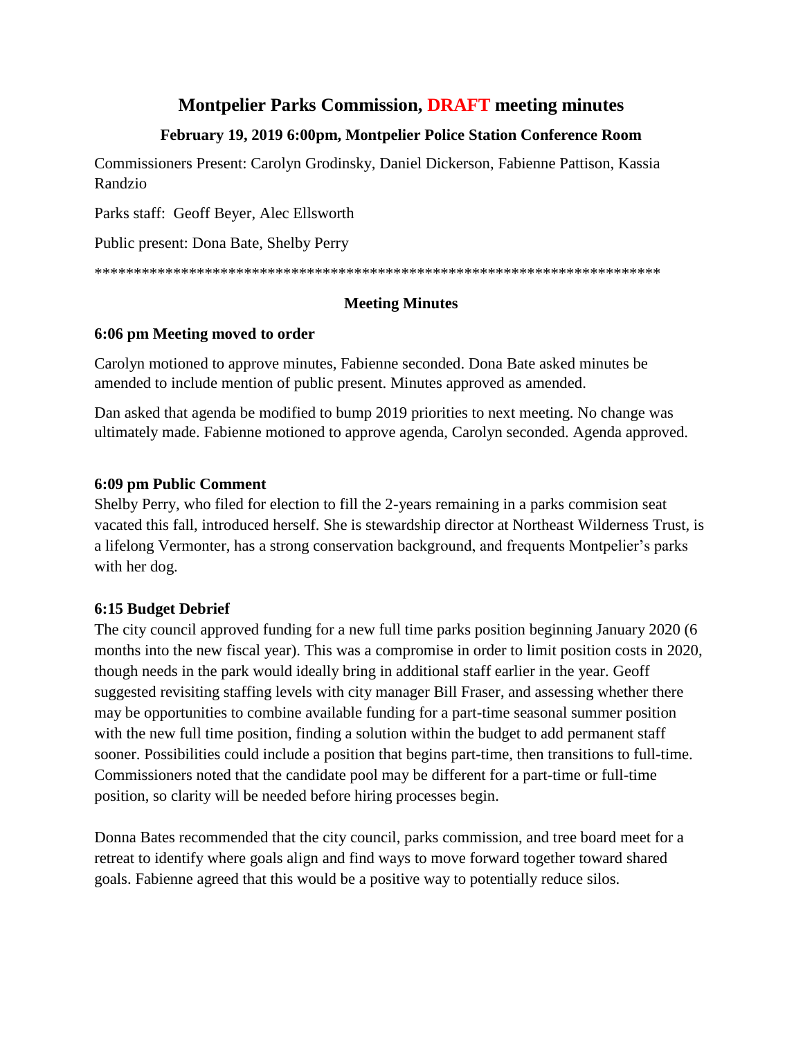# Montpelier Parks Commission, DRAFT meeting minutes

### February 19, 2019 6:00pm, Montpelier Police Station Conference Room

Commissioners Present: Carolyn Grodinsky, Daniel Dickerson, Fabienne Pattison, Kassia Randzio

Parks staff: Geoff Beyer, Alec Ellsworth

Public present: Dona Bate, Shelby Perry

*************************************************************************

### Meeting Minutes

**6:06 pm Meeting moved to order**

Carolyn motioned to approve minutes, Fabienne seconded. Dona Bate asked minutes be amended to include mention of public present. Minutes approved as amended.

Dan asked that agenda be modified to bump 2019 priorities to next meeting. No change was ultimately made. Fabienne motioned to approve agenda, Carolyn seconded. Agenda approved.

**6:09 pm Public Comment**

Shelby Perry, who filed for election to fill the 2-years remaining in a parks commision seat vacated this fall, introduced herself. She is stewardship director at Northeast Wilderness Trust, is a lifelong Vermonter, has a strong conservation background, and frequents Montpelier's parks with her dog.

**6:15 Budget Debrief**

The city council approved funding for a new full time parks position beginning January 2020 (6 months into the new fiscal year). This was a compromise in order to limit position costs in 2020, though needs in the park would ideally bring in additional staff earlier in the year. Geoff suggested revisiting staffing levels with city manager Bill Fraser, and assessing whether there may be opportunities to combine available funding for a part-time seasonal summer position with the new full time position, finding a solution within the budget to add permanent staff sooner. Possibilities could include a position that begins part-time, then transitions to full-time. Commissioners noted that the candidate pool may be different for a part-time or full-time position, so clarity will be needed before hiring processes begin.

Donna Bates recommended that the city council, parks commission, and tree board meet for a retreat to identify where goals align and find ways to move forward together toward shared goals. Fabienne agreed that this would be a positive way to potentially reduce silos.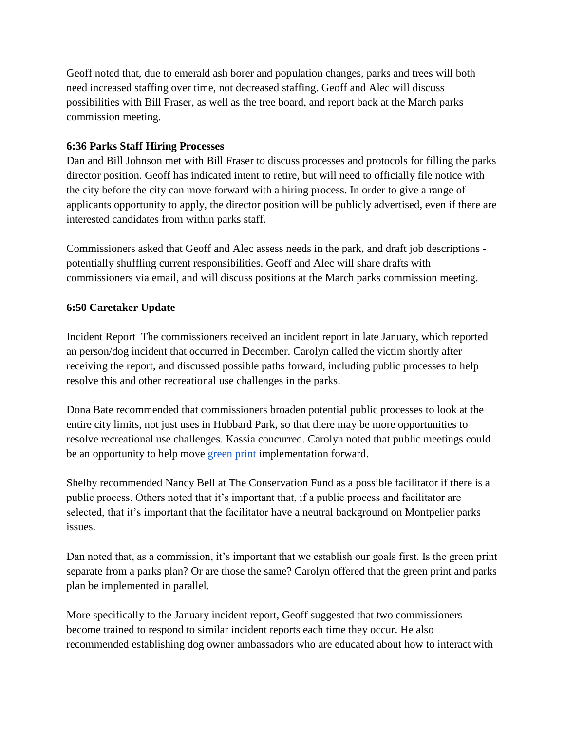Geoff noted that, due to emerald ash borer and population changes, parks and trees will both need increased staffing over time, not decreased staffing. Geoff and Alec will discuss possibilities with Bill Fraser, as well as the tree board, and report back at the March parks commission meeting.

**6:36 Parks Staff Hiring Processes**

Dan and Bill Johnson met with Bill Fraser to discuss processes and protocols for filling the parks director position. Geoff has indicated intent to retire, but will need to officially file notice with the city before the city can move forward with a hiring process. In order to give a range of applicants opportunity to apply, the director position will be publicly advertised, even if there are interested candidates from within parks staff.

Commissioners asked that Geoff and Alec assess needs in the park, and draft job descriptions - potentially shuffling current responsibilities. Geoff and Alec will share drafts with commissioners via email, and will discuss positions at the March parks commission meeting.

**6:50 Caretaker Update**

Incident Report The commissioners received an incident report in late January, which reported an person/dog incident that occurred in December. Carolyn called the victim shortly after receiving the report, and discussed possible paths forward, including public processes to help resolve this and other recreational use challenges in the parks.

Dona Bate recommended that commissioners broaden potential public processes to look at the entire city limits, not just uses in Hubbard Park, so that there may be more opportunities to resolve recreational use challenges. Kassia concurred. Carolyn noted that public meetings could be an opportunity to help move green print implementation forward.

Shelby recommended Nancy Bell at The Conservation Fund as a possible facilitator if there is a public process. Others noted that it's important that, if a public process and facilitator are selected, that it's important that the facilitator have a neutral background on Montpelier parks issues.

Dan noted that, as a commission, it's important that we establish our goals first. Is the green print separate from a parks plan? Or are those the same? Carolyn offered that the green print and parks plan be implemented in parallel.

More specifically to the January incident report, Geoff suggested that two commissioners become trained to respond to similar incident reports each time they occur. He also recommended establishing dog owner ambassadors who are educated about how to interact with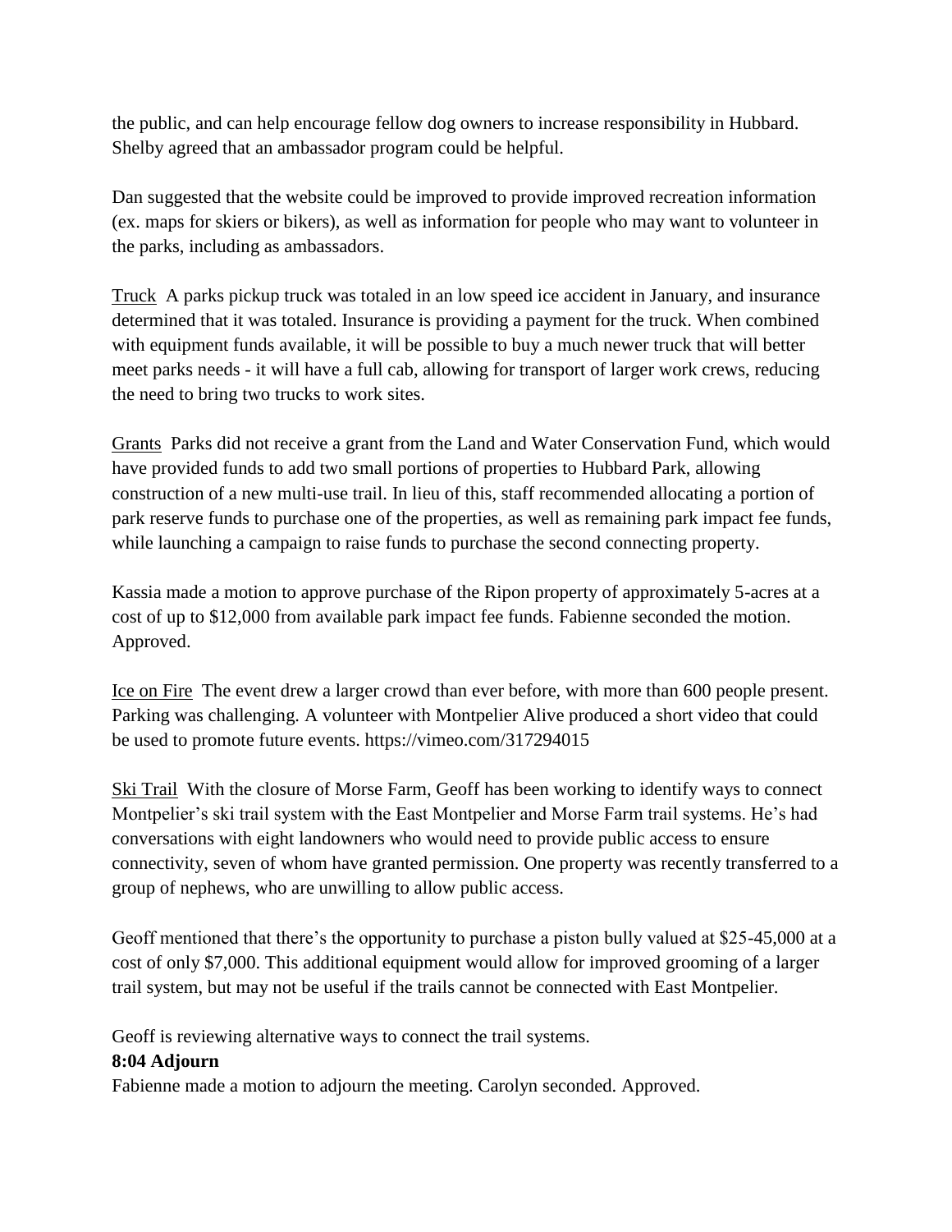the public, and can help encourage fellow dog owners to increase responsibility in Hubbard. Shelby agreed that an ambassador program could be helpful.

Dan suggested that the website could be improved to provide improved recreation information (ex. maps for skiers or bikers), as well as information for people who may want to volunteer in the parks, including as ambassadors.

Truck A parks pickup truck was totaled in an low speed ice accident in January, and insurance determined that it was totaled. Insurance is providing a payment for the truck. When combined with equipment funds available, it will be possible to buy a much newer truck that will better meet parks needs - it will have a full cab, allowing for transport of larger work crews, reducing the need to bring two trucks to work sites.

Grants Parks did not receive a grant from the Land and Water Conservation Fund, which would have provided funds to add two small portions of properties to Hubbard Park, allowing construction of a new multi-use trail. In lieu of this, staff recommended allocating a portion of park reserve funds to purchase one of the properties, as well as remaining park impact fee funds, while launching a campaign to raise funds to purchase the second connecting property.

Kassia made a motion to approve purchase of the Ripon property of approximately 5-acres at a cost of up to $12,000 from available park impact fee funds. Fabienne seconded the motion. Approved.

Ice on Fire The event drew a larger crowd than ever before, with more than 600 people present. Parking was challenging. A volunteer with Montpelier Alive produced a short video that could be used to promote future events. https://vimeo.com/317294015

Ski Trail With the closure of Morse Farm, Geoff has been working to identify ways to connect Montpelier's ski trail system with the East Montpelier and Morse Farm trail systems. He's had conversations with eight landowners who would need to provide public access to ensure connectivity, seven of whom have granted permission. One property was recently transferred to a group of nephews, who are unwilling to allow public access.

Geoff mentioned that there's the opportunity to purchase a piston bully valued at $25-45,000 at a cost of only $7,000. This additional equipment would allow for improved grooming of a larger trail system, but may not be useful if the trails cannot be connected with East Montpelier.

Geoff is reviewing alternative ways to connect the trail systems.

**8:04 Adjourn**

Fabienne made a motion to adjourn the meeting. Carolyn seconded. Approved.